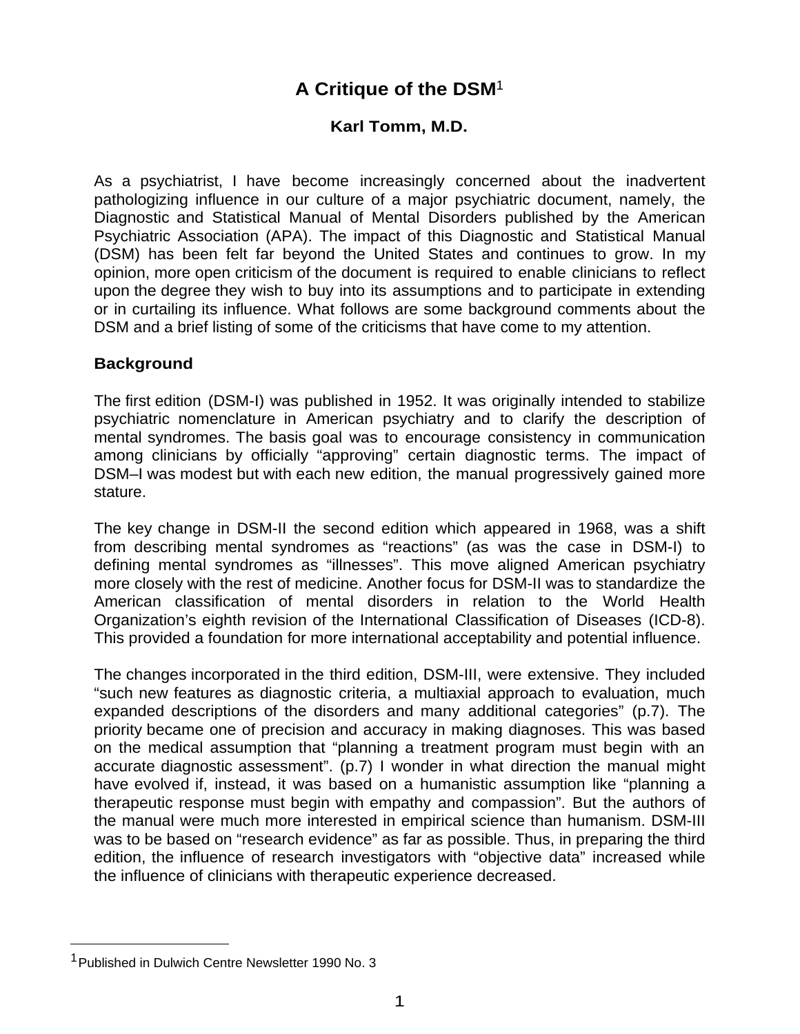# A Critique of the DSM[1]

**Karl Tomm, M.D.**

As a psychiatrist, I have become increasingly concerned about the inadvertent pathologizing influence in our culture of a major psychiatric document, namely, the Diagnostic and Statistical Manual of Mental Disorders published by the American Psychiatric Association (APA). The impact of this Diagnostic and Statistical Manual (DSM) has been felt far beyond the United States and continues to grow. In my opinion, more open criticism of the document is required to enable clinicians to reflect upon the degree they wish to buy into its assumptions and to participate in extending or in curtailing its influence. What follows are some background comments about the DSM and a brief listing of some of the criticisms that have come to my attention.

## Background

The first edition (DSM-I) was published in 1952. It was originally intended to stabilize psychiatric nomenclature in American psychiatry and to clarify the description of mental syndromes. The basis goal was to encourage consistency in communication among clinicians by officially "approving" certain diagnostic terms. The impact of DSM–I was modest but with each new edition, the manual progressively gained more stature.

The key change in DSM-II the second edition which appeared in 1968, was a shift from describing mental syndromes as "reactions" (as was the case in DSM-I) to defining mental syndromes as "illnesses". This move aligned American psychiatry more closely with the rest of medicine. Another focus for DSM-II was to standardize the American classification of mental disorders in relation to the World Health Organization's eighth revision of the International Classification of Diseases (ICD-8). This provided a foundation for more international acceptability and potential influence.

The changes incorporated in the third edition, DSM-III, were extensive. They included "such new features as diagnostic criteria, a multiaxial approach to evaluation, much expanded descriptions of the disorders and many additional categories" (p.7). The priority became one of precision and accuracy in making diagnoses. This was based on the medical assumption that "planning a treatment program must begin with an accurate diagnostic assessment". (p.7) I wonder in what direction the manual might have evolved if, instead, it was based on a humanistic assumption like "planning a therapeutic response must begin with empathy and compassion". But the authors of the manual were much more interested in empirical science than humanism. DSM-III was to be based on "research evidence" as far as possible. Thus, in preparing the third edition, the influence of research investigators with "objective data" increased while the influence of clinicians with therapeutic experience decreased.

---

[1] Published in Dulwich Centre Newsletter 1990 No. 3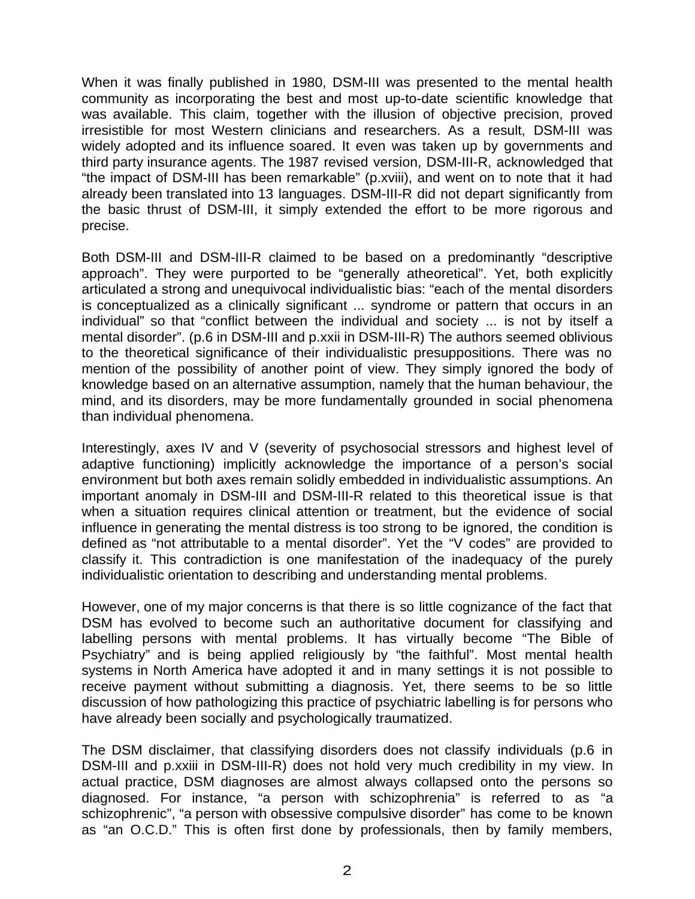When it was finally published in 1980, DSM-III was presented to the mental health community as incorporating the best and most up-to-date scientific knowledge that was available. This claim, together with the illusion of objective precision, proved irresistible for most Western clinicians and researchers. As a result, DSM-III was widely adopted and its influence soared. It even was taken up by governments and third party insurance agents. The 1987 revised version, DSM-III-R, acknowledged that "the impact of DSM-III has been remarkable" (p.xviii), and went on to note that it had already been translated into 13 languages. DSM-III-R did not depart significantly from the basic thrust of DSM-III, it simply extended the effort to be more rigorous and precise.

Both DSM-III and DSM-III-R claimed to be based on a predominantly "descriptive approach". They were purported to be "generally atheoretical". Yet, both explicitly articulated a strong and unequivocal individualistic bias: "each of the mental disorders is conceptualized as a clinically significant ... syndrome or pattern that occurs in an individual" so that "conflict between the individual and society ... is not by itself a mental disorder". (p.6 in DSM-III and p.xxii in DSM-III-R) The authors seemed oblivious to the theoretical significance of their individualistic presuppositions. There was no mention of the possibility of another point of view. They simply ignored the body of knowledge based on an alternative assumption, namely that the human behaviour, the mind, and its disorders, may be more fundamentally grounded in social phenomena than individual phenomena.

Interestingly, axes IV and V (severity of psychosocial stressors and highest level of adaptive functioning) implicitly acknowledge the importance of a person's social environment but both axes remain solidly embedded in individualistic assumptions. An important anomaly in DSM-III and DSM-III-R related to this theoretical issue is that when a situation requires clinical attention or treatment, but the evidence of social influence in generating the mental distress is too strong to be ignored, the condition is defined as "not attributable to a mental disorder". Yet the "V codes" are provided to classify it. This contradiction is one manifestation of the inadequacy of the purely individualistic orientation to describing and understanding mental problems.

However, one of my major concerns is that there is so little cognizance of the fact that DSM has evolved to become such an authoritative document for classifying and labelling persons with mental problems. It has virtually become "The Bible of Psychiatry" and is being applied religiously by "the faithful". Most mental health systems in North America have adopted it and in many settings it is not possible to receive payment without submitting a diagnosis. Yet, there seems to be so little discussion of how pathologizing this practice of psychiatric labelling is for persons who have already been socially and psychologically traumatized.

The DSM disclaimer, that classifying disorders does not classify individuals (p.6 in DSM-III and p.xxiii in DSM-III-R) does not hold very much credibility in my view. In actual practice, DSM diagnoses are almost always collapsed onto the persons so diagnosed. For instance, "a person with schizophrenia" is referred to as "a schizophrenic", "a person with obsessive compulsive disorder" has come to be known as "an O.C.D." This is often first done by professionals, then by family members,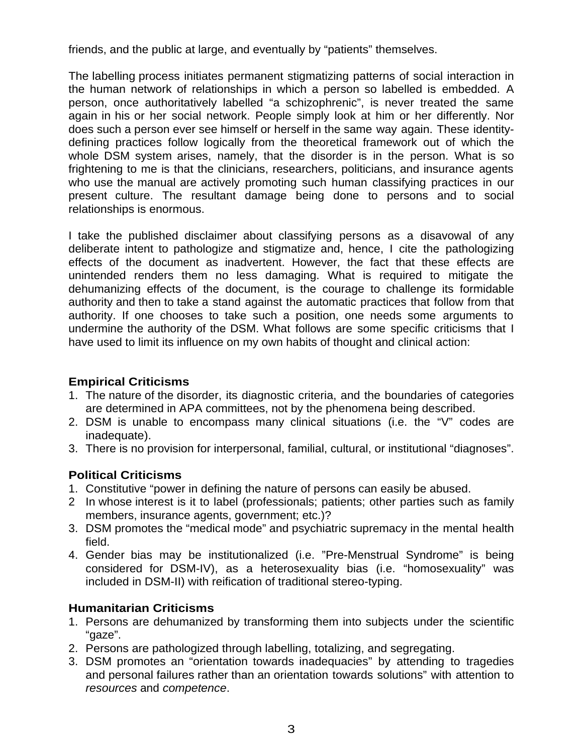friends, and the public at large, and eventually by "patients" themselves.

The labelling process initiates permanent stigmatizing patterns of social interaction in the human network of relationships in which a person so labelled is embedded. A person, once authoritatively labelled "a schizophrenic", is never treated the same again in his or her social network. People simply look at him or her differently. Nor does such a person ever see himself or herself in the same way again. These identity-defining practices follow logically from the theoretical framework out of which the whole DSM system arises, namely, that the disorder is in the person. What is so frightening to me is that the clinicians, researchers, politicians, and insurance agents who use the manual are actively promoting such human classifying practices in our present culture. The resultant damage being done to persons and to social relationships is enormous.

I take the published disclaimer about classifying persons as a disavowal of any deliberate intent to pathologize and stigmatize and, hence, I cite the pathologizing effects of the document as inadvertent. However, the fact that these effects are unintended renders them no less damaging. What is required to mitigate the dehumanizing effects of the document, is the courage to challenge its formidable authority and then to take a stand against the automatic practices that follow from that authority. If one chooses to take such a position, one needs some arguments to undermine the authority of the DSM. What follows are some specific criticisms that I have used to limit its influence on my own habits of thought and clinical action:

**Empirical Criticisms**

1. The nature of the disorder, its diagnostic criteria, and the boundaries of categories are determined in APA committees, not by the phenomena being described.
2. DSM is unable to encompass many clinical situations (i.e. the "V" codes are inadequate).
3. There is no provision for interpersonal, familial, cultural, or institutional "diagnoses".

**Political Criticisms**

1. Constitutive "power in defining the nature of persons can easily be abused.
2. In whose interest is it to label (professionals; patients; other parties such as family members, insurance agents, government; etc.)?
3. DSM promotes the "medical mode" and psychiatric supremacy in the mental health field.
4. Gender bias may be institutionalized (i.e. "Pre-Menstrual Syndrome" is being considered for DSM-IV), as a heterosexuality bias (i.e. "homosexuality" was included in DSM-II) with reification of traditional stereo-typing.

**Humanitarian Criticisms**

1. Persons are dehumanized by transforming them into subjects under the scientific "gaze".
2. Persons are pathologized through labelling, totalizing, and segregating.
3. DSM promotes an "orientation towards inadequacies" by attending to tragedies and personal failures rather than an orientation towards solutions" with attention to *resources* and *competence*.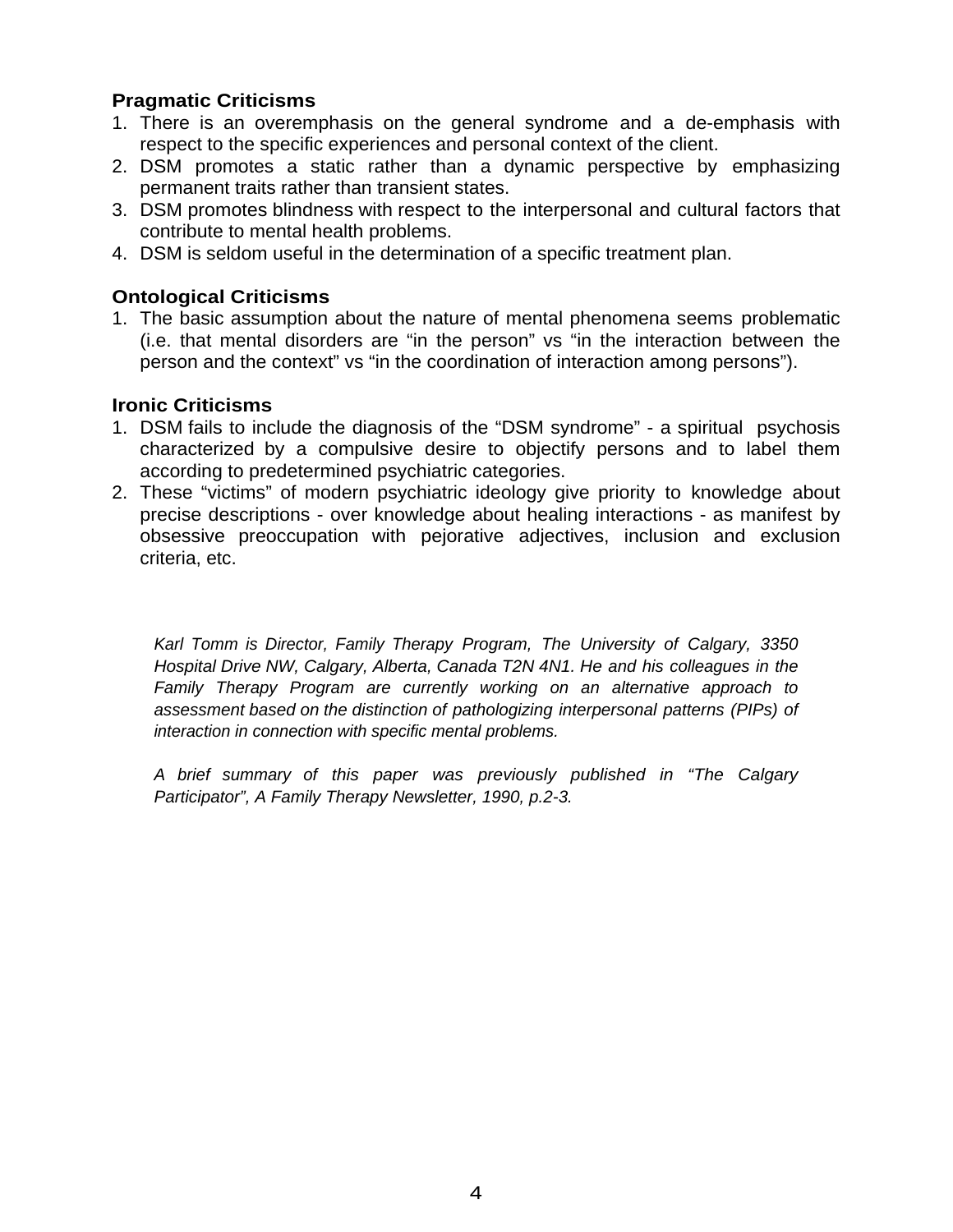### Pragmatic Criticisms

1. There is an overemphasis on the general syndrome and a de-emphasis with respect to the specific experiences and personal context of the client.
2. DSM promotes a static rather than a dynamic perspective by emphasizing permanent traits rather than transient states.
3. DSM promotes blindness with respect to the interpersonal and cultural factors that contribute to mental health problems.
4. DSM is seldom useful in the determination of a specific treatment plan.

### Ontological Criticisms

1. The basic assumption about the nature of mental phenomena seems problematic (i.e. that mental disorders are "in the person" vs "in the interaction between the person and the context" vs "in the coordination of interaction among persons").

### Ironic Criticisms

1. DSM fails to include the diagnosis of the "DSM syndrome" - a spiritual psychosis characterized by a compulsive desire to objectify persons and to label them according to predetermined psychiatric categories.
2. These "victims" of modern psychiatric ideology give priority to knowledge about precise descriptions - over knowledge about healing interactions - as manifest by obsessive preoccupation with pejorative adjectives, inclusion and exclusion criteria, etc.

*Karl Tomm is Director, Family Therapy Program, The University of Calgary, 3350 Hospital Drive NW, Calgary, Alberta, Canada T2N 4N1. He and his colleagues in the Family Therapy Program are currently working on an alternative approach to assessment based on the distinction of pathologizing interpersonal patterns (PIPs) of interaction in connection with specific mental problems.*

*A brief summary of this paper was previously published in "The Calgary Participator", A Family Therapy Newsletter, 1990, p.2-3.*